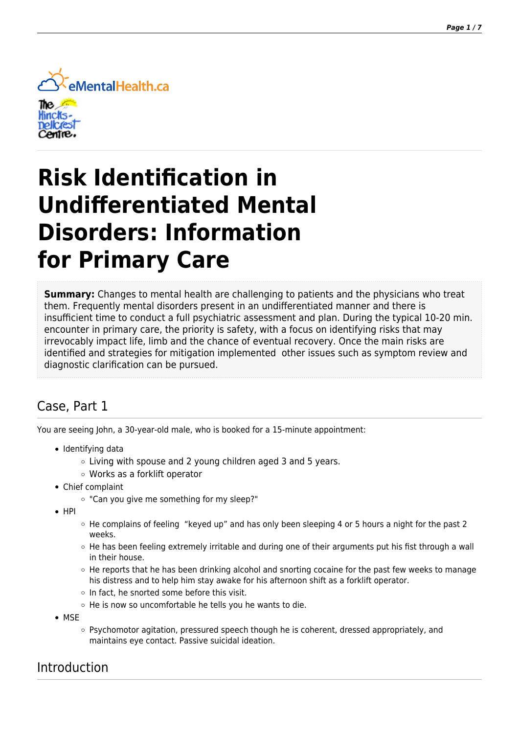# Risk Identification in Undifferentiated Mental Disorders: Information for Primary Care

**Summary:** Changes to mental health are challenging to patients and the physicians who treat them. Frequently mental disorders present in an undifferentiated manner and there is insufficient time to conduct a full psychiatric assessment and plan. During the typical 10-20 min. encounter in primary care, the priority is safety, with a focus on identifying risks that may irrevocably impact life, limb and the chance of eventual recovery. Once the main risks are identified and strategies for mitigation implemented other issues such as symptom review and diagnostic clarification can be pursued.

## Case, Part 1

You are seeing John, a 30-year-old male, who is booked for a 15-minute appointment:

- Identifying data
  - Living with spouse and 2 young children aged 3 and 5 years.
  - Works as a forklift operator
- Chief complaint
  - "Can you give me something for my sleep?"
- HPI
  - He complains of feeling "keyed up" and has only been sleeping 4 or 5 hours a night for the past 2 weeks.
  - He has been feeling extremely irritable and during one of their arguments put his fist through a wall in their house.
  - He reports that he has been drinking alcohol and snorting cocaine for the past few weeks to manage his distress and to help him stay awake for his afternoon shift as a forklift operator.
  - In fact, he snorted some before this visit.
  - He is now so uncomfortable he tells you he wants to die.
- MSE
  - Psychomotor agitation, pressured speech though he is coherent, dressed appropriately, and maintains eye contact. Passive suicidal ideation.

## Introduction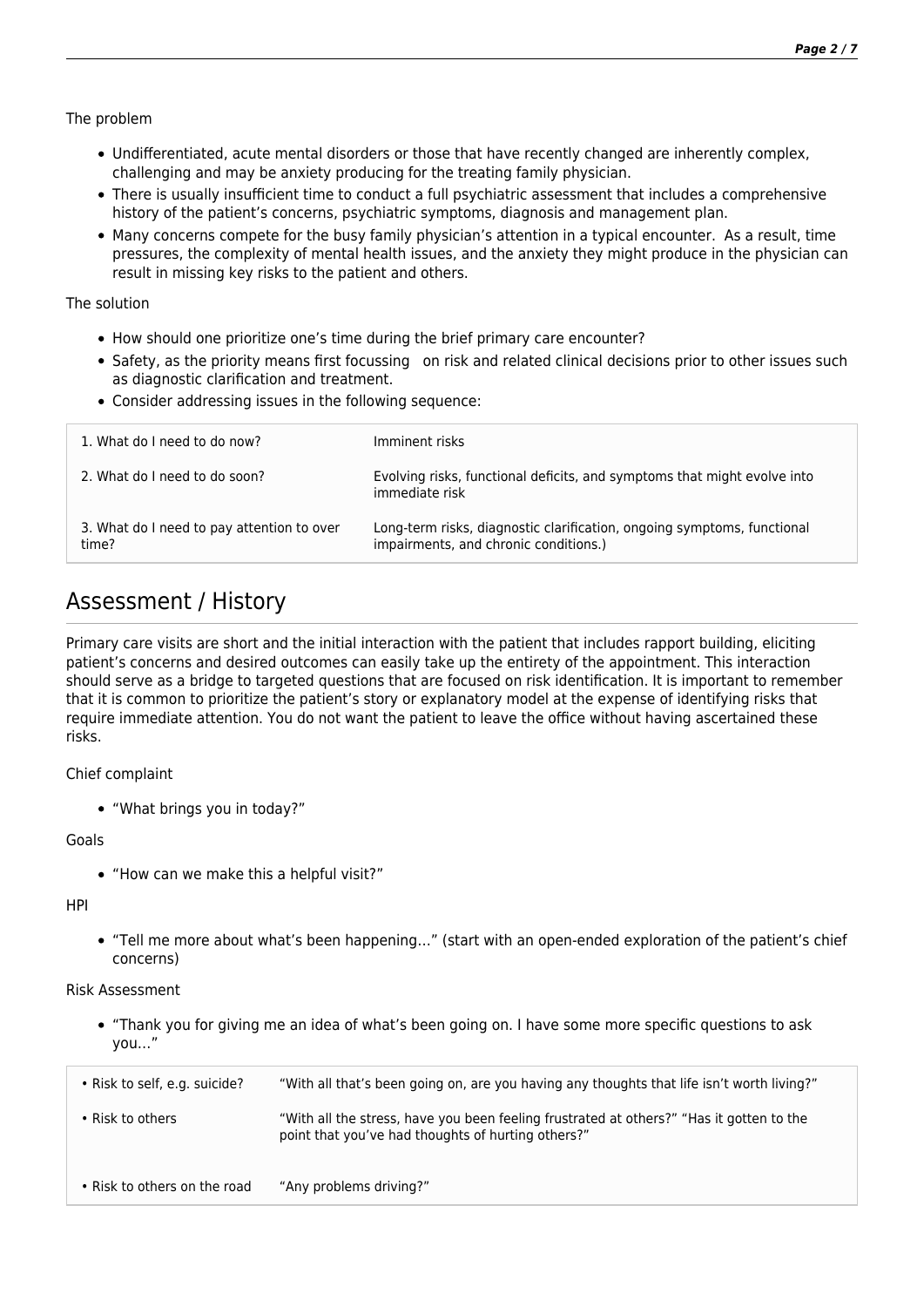The problem

- Undifferentiated, acute mental disorders or those that have recently changed are inherently complex, challenging and may be anxiety producing for the treating family physician.
- There is usually insufficient time to conduct a full psychiatric assessment that includes a comprehensive history of the patient's concerns, psychiatric symptoms, diagnosis and management plan.
- Many concerns compete for the busy family physician's attention in a typical encounter. As a result, time pressures, the complexity of mental health issues, and the anxiety they might produce in the physician can result in missing key risks to the patient and others.

The solution

- How should one prioritize one's time during the brief primary care encounter?
- Safety, as the priority means first focussing on risk and related clinical decisions prior to other issues such as diagnostic clarification and treatment.
- Consider addressing issues in the following sequence:

| | |
|---|---|
| 1. What do I need to do now? | Imminent risks |
| 2. What do I need to do soon? | Evolving risks, functional deficits, and symptoms that might evolve into immediate risk |
| 3. What do I need to pay attention to over time? | Long-term risks, diagnostic clarification, ongoing symptoms, functional impairments, and chronic conditions.) |

## Assessment / History

Primary care visits are short and the initial interaction with the patient that includes rapport building, eliciting patient's concerns and desired outcomes can easily take up the entirety of the appointment. This interaction should serve as a bridge to targeted questions that are focused on risk identification. It is important to remember that it is common to prioritize the patient's story or explanatory model at the expense of identifying risks that require immediate attention. You do not want the patient to leave the office without having ascertained these risks.

Chief complaint

- "What brings you in today?"

Goals

- "How can we make this a helpful visit?"

HPI

- "Tell me more about what's been happening…" (start with an open-ended exploration of the patient's chief concerns)

Risk Assessment

- "Thank you for giving me an idea of what's been going on. I have some more specific questions to ask you…"

| | |
|---|---|
| • Risk to self, e.g. suicide? | "With all that's been going on, are you having any thoughts that life isn't worth living?" |
| • Risk to others | "With all the stress, have you been feeling frustrated at others?" "Has it gotten to the point that you've had thoughts of hurting others?" |
| • Risk to others on the road | "Any problems driving?" |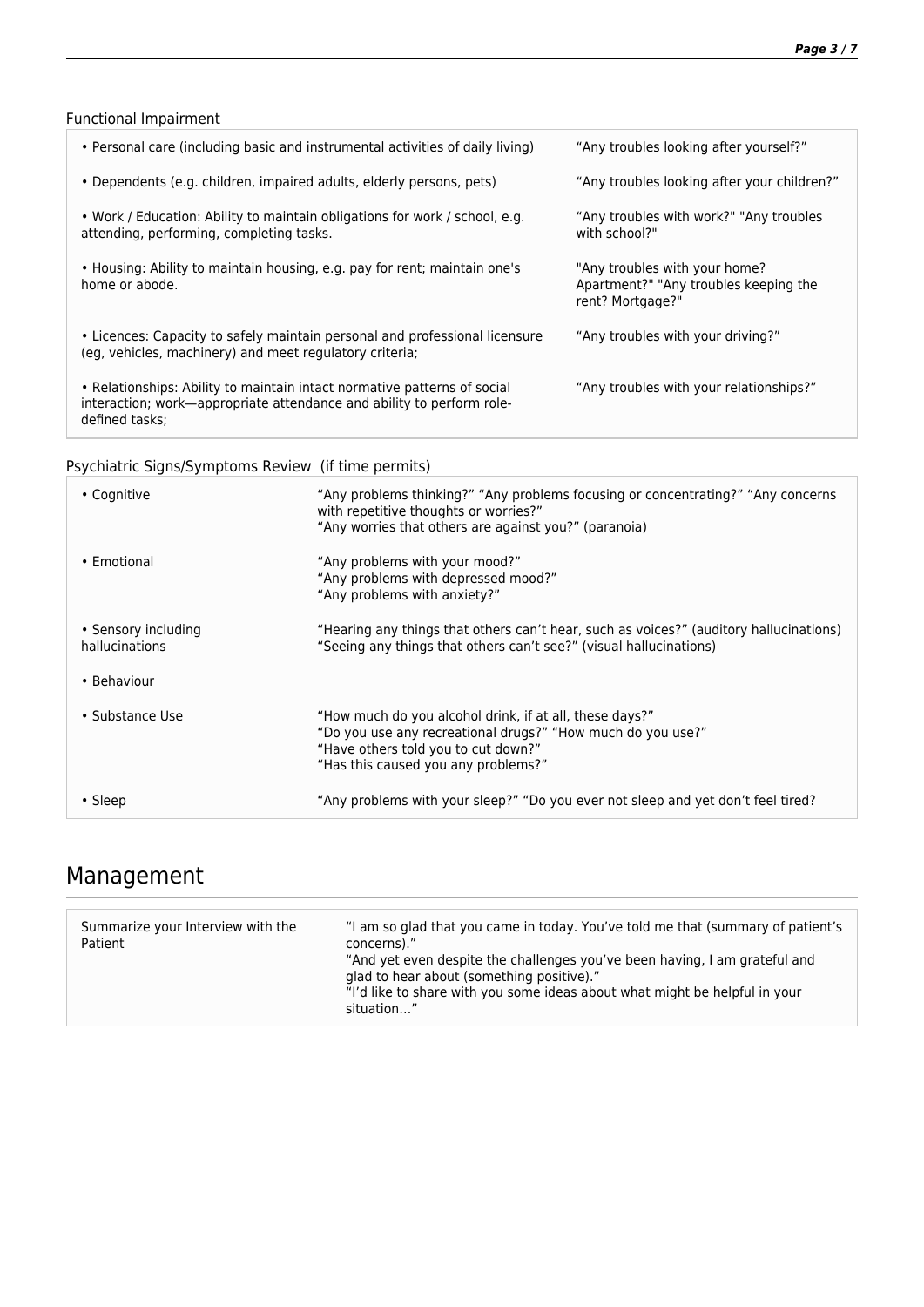### Functional Impairment

| | |
|---|---|
| • Personal care (including basic and instrumental activities of daily living) | “Any troubles looking after yourself?” |
| • Dependents (e.g. children, impaired adults, elderly persons, pets) | “Any troubles looking after your children?” |
| • Work / Education: Ability to maintain obligations for work / school, e.g. attending, performing, completing tasks. | "Any troubles with work?" "Any troubles with school?" |
| • Housing: Ability to maintain housing, e.g. pay for rent; maintain one's home or abode. | "Any troubles with your home? Apartment?" "Any troubles keeping the rent? Mortgage?" |
| • Licences: Capacity to safely maintain personal and professional licensure (eg, vehicles, machinery) and meet regulatory criteria; | “Any troubles with your driving?” |
| • Relationships: Ability to maintain intact normative patterns of social interaction; work—appropriate attendance and ability to perform role-defined tasks; | “Any troubles with your relationships?” |

### Psychiatric Signs/Symptoms Review (if time permits)

| | |
|---|---|
| • Cognitive | “Any problems thinking?” “Any problems focusing or concentrating?” “Any concerns with repetitive thoughts or worries?” “Any worries that others are against you?” (paranoia) |
| • Emotional | “Any problems with your mood?” “Any problems with depressed mood?” “Any problems with anxiety?” |
| • Sensory including hallucinations | “Hearing any things that others can’t hear, such as voices?” (auditory hallucinations) “Seeing any things that others can’t see?” (visual hallucinations) |
| • Behaviour | |
| • Substance Use | “How much do you alcohol drink, if at all, these days?” “Do you use any recreational drugs?” “How much do you use?” “Have others told you to cut down?” “Has this caused you any problems?” |
| • Sleep | “Any problems with your sleep?” “Do you ever not sleep and yet don’t feel tired? |

## Management

| | |
|---|---|
| Summarize your Interview with the Patient | “I am so glad that you came in today. You’ve told me that (summary of patient’s concerns).” “And yet even despite the challenges you’ve been having, I am grateful and glad to hear about (something positive).” “I’d like to share with you some ideas about what might be helpful in your situation…” |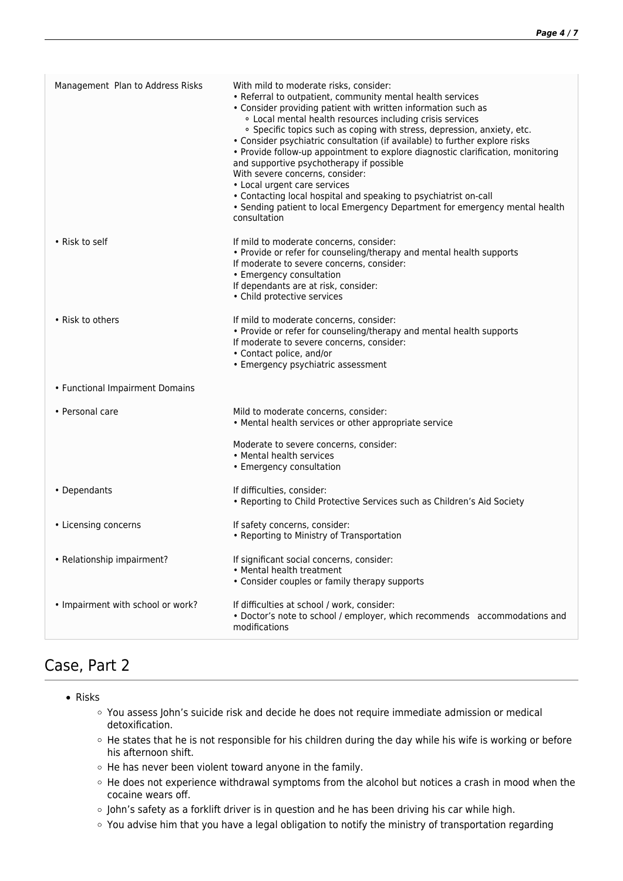| Management Plan to Address Risks | With mild to moderate risks, consider:<br>• Referral to outpatient, community mental health services<br>• Consider providing patient with written information such as<br>&nbsp;&nbsp;&nbsp;◦ Local mental health resources including crisis services<br>&nbsp;&nbsp;&nbsp;◦ Specific topics such as coping with stress, depression, anxiety, etc.<br>• Consider psychiatric consultation (if available) to further explore risks<br>• Provide follow-up appointment to explore diagnostic clarification, monitoring and supportive psychotherapy if possible<br>With severe concerns, consider:<br>• Local urgent care services<br>• Contacting local hospital and speaking to psychiatrist on-call<br>• Sending patient to local Emergency Department for emergency mental health consultation |
|---|---|
| • Risk to self | If mild to moderate concerns, consider:<br>• Provide or refer for counseling/therapy and mental health supports<br>If moderate to severe concerns, consider:<br>• Emergency consultation<br>If dependants are at risk, consider:<br>• Child protective services |
| • Risk to others | If mild to moderate concerns, consider:<br>• Provide or refer for counseling/therapy and mental health supports<br>If moderate to severe concerns, consider:<br>• Contact police, and/or<br>• Emergency psychiatric assessment |
| • Functional Impairment Domains | |
| • Personal care | Mild to moderate concerns, consider:<br>• Mental health services or other appropriate service<br><br>Moderate to severe concerns, consider:<br>• Mental health services<br>• Emergency consultation |
| • Dependants | If difficulties, consider:<br>• Reporting to Child Protective Services such as Children's Aid Society |
| • Licensing concerns | If safety concerns, consider:<br>• Reporting to Ministry of Transportation |
| • Relationship impairment? | If significant social concerns, consider:<br>• Mental health treatment<br>• Consider couples or family therapy supports |
| • Impairment with school or work? | If difficulties at school / work, consider:<br>• Doctor's note to school / employer, which recommends accommodations and modifications |

## Case, Part 2

- Risks
  - You assess John's suicide risk and decide he does not require immediate admission or medical detoxification.
  - He states that he is not responsible for his children during the day while his wife is working or before his afternoon shift.
  - He has never been violent toward anyone in the family.
  - He does not experience withdrawal symptoms from the alcohol but notices a crash in mood when the cocaine wears off.
  - John's safety as a forklift driver is in question and he has been driving his car while high.
  - You advise him that you have a legal obligation to notify the ministry of transportation regarding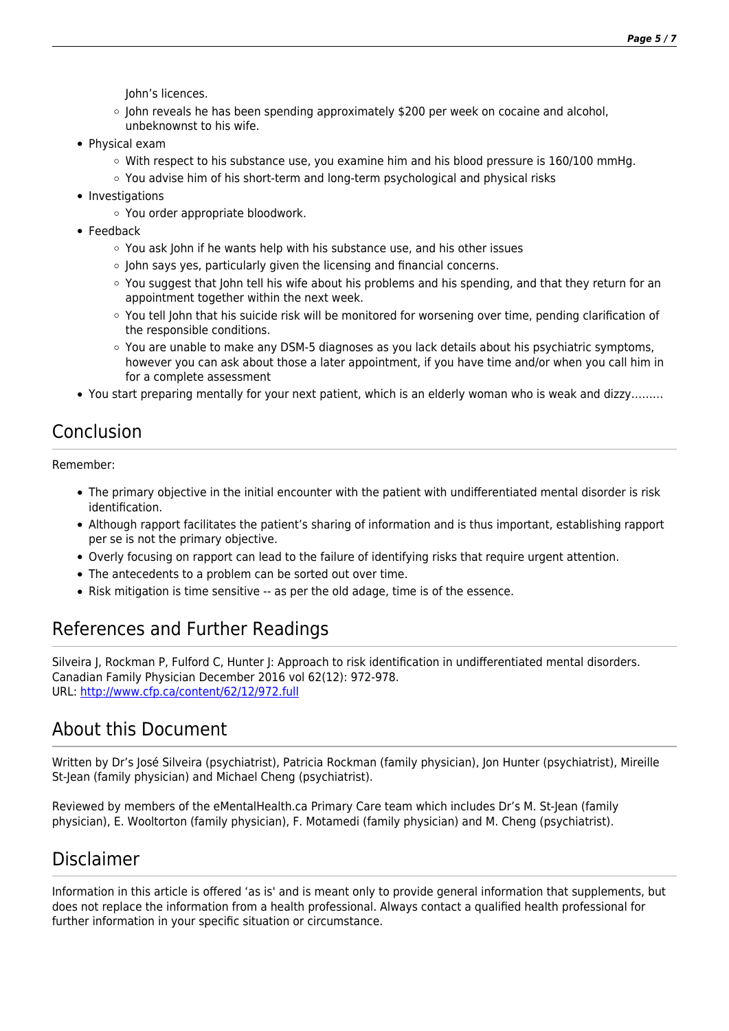John's licences.
    - John reveals he has been spending approximately $200 per week on cocaine and alcohol, unbeknownst to his wife.
- Physical exam
    - With respect to his substance use, you examine him and his blood pressure is 160/100 mmHg.
    - You advise him of his short-term and long-term psychological and physical risks
- Investigations
    - You order appropriate bloodwork.
- Feedback
    - You ask John if he wants help with his substance use, and his other issues
    - John says yes, particularly given the licensing and financial concerns.
    - You suggest that John tell his wife about his problems and his spending, and that they return for an appointment together within the next week.
    - You tell John that his suicide risk will be monitored for worsening over time, pending clarification of the responsible conditions.
    - You are unable to make any DSM-5 diagnoses as you lack details about his psychiatric symptoms, however you can ask about those a later appointment, if you have time and/or when you call him in for a complete assessment
- You start preparing mentally for your next patient, which is an elderly woman who is weak and dizzy.........

## Conclusion

Remember:

- The primary objective in the initial encounter with the patient with undifferentiated mental disorder is risk identification.
- Although rapport facilitates the patient's sharing of information and is thus important, establishing rapport per se is not the primary objective.
- Overly focusing on rapport can lead to the failure of identifying risks that require urgent attention.
- The antecedents to a problem can be sorted out over time.
- Risk mitigation is time sensitive -- as per the old adage, time is of the essence.

## References and Further Readings

Silveira J, Rockman P, Fulford C, Hunter J: Approach to risk identification in undifferentiated mental disorders. Canadian Family Physician December 2016 vol 62(12): 972-978.
URL: [http://www.cfp.ca/content/62/12/972.full](http://www.cfp.ca/content/62/12/972.full)

## About this Document

Written by Dr's José Silveira (psychiatrist), Patricia Rockman (family physician), Jon Hunter (psychiatrist), Mireille St-Jean (family physician) and Michael Cheng (psychiatrist).

Reviewed by members of the eMentalHealth.ca Primary Care team which includes Dr's M. St-Jean (family physician), E. Wooltorton (family physician), F. Motamedi (family physician) and M. Cheng (psychiatrist).

## Disclaimer

Information in this article is offered 'as is' and is meant only to provide general information that supplements, but does not replace the information from a health professional. Always contact a qualified health professional for further information in your specific situation or circumstance.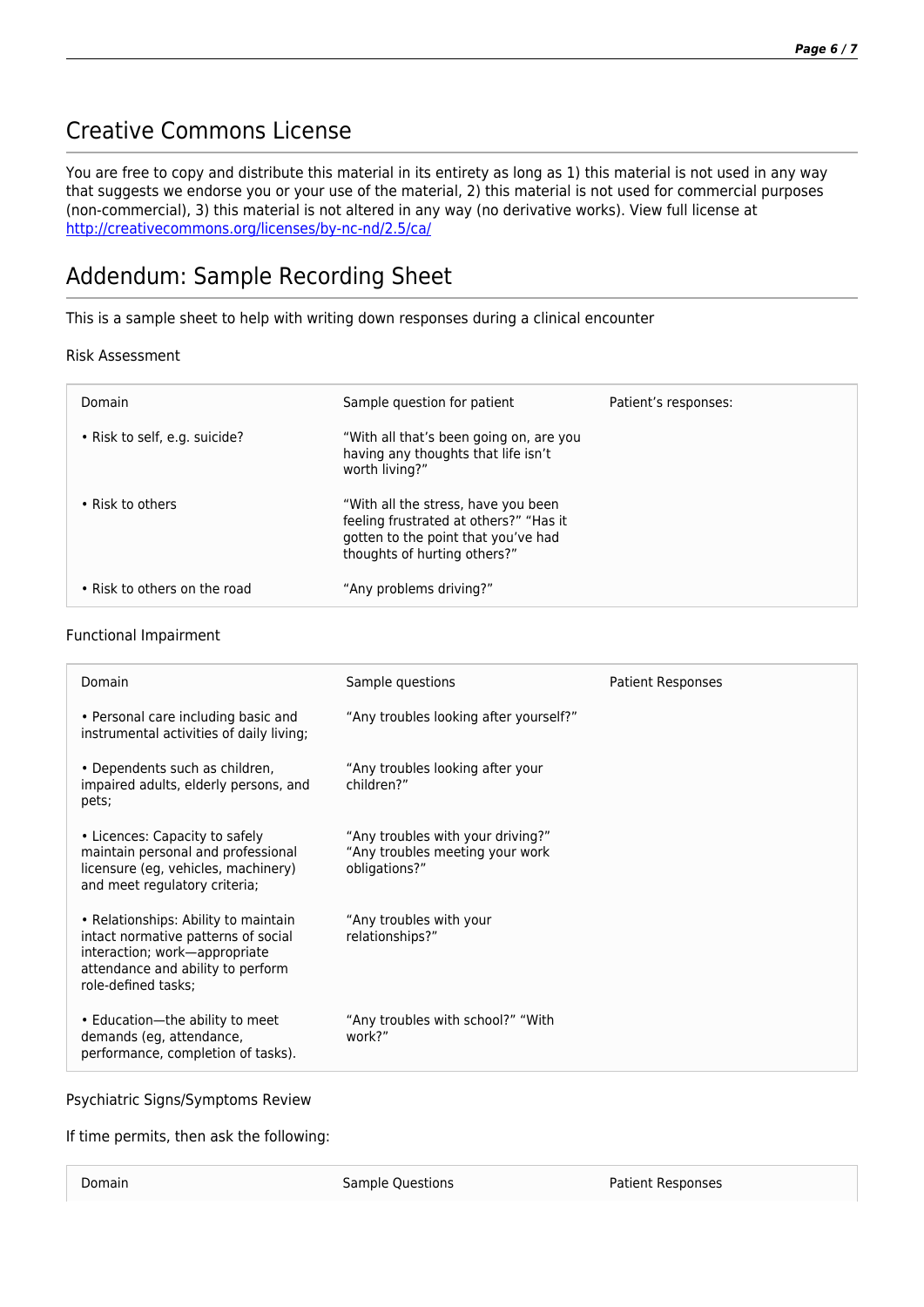## Creative Commons License

You are free to copy and distribute this material in its entirety as long as 1) this material is not used in any way that suggests we endorse you or your use of the material, 2) this material is not used for commercial purposes (non-commercial), 3) this material is not altered in any way (no derivative works). View full license at http://creativecommons.org/licenses/by-nc-nd/2.5/ca/

## Addendum: Sample Recording Sheet

This is a sample sheet to help with writing down responses during a clinical encounter

Risk Assessment

| Domain | Sample question for patient | Patient's responses: |
|---|---|---|
| • Risk to self, e.g. suicide? | "With all that's been going on, are you having any thoughts that life isn't worth living?" | |
| • Risk to others | "With all the stress, have you been feeling frustrated at others?" "Has it gotten to the point that you've had thoughts of hurting others?" | |
| • Risk to others on the road | "Any problems driving?" | |

Functional Impairment

| Domain | Sample questions | Patient Responses |
|---|---|---|
| • Personal care including basic and instrumental activities of daily living; | "Any troubles looking after yourself?" | |
| • Dependents such as children, impaired adults, elderly persons, and pets; | "Any troubles looking after your children?" | |
| • Licences: Capacity to safely maintain personal and professional licensure (eg, vehicles, machinery) and meet regulatory criteria; | "Any troubles with your driving?" "Any troubles meeting your work obligations?" | |
| • Relationships: Ability to maintain intact normative patterns of social interaction; work—appropriate attendance and ability to perform role-defined tasks; | "Any troubles with your relationships?" | |
| • Education—the ability to meet demands (eg, attendance, performance, completion of tasks). | "Any troubles with school?" "With work?" | |

Psychiatric Signs/Symptoms Review

If time permits, then ask the following:

| Domain | Sample Questions | Patient Responses |
|---|---|---|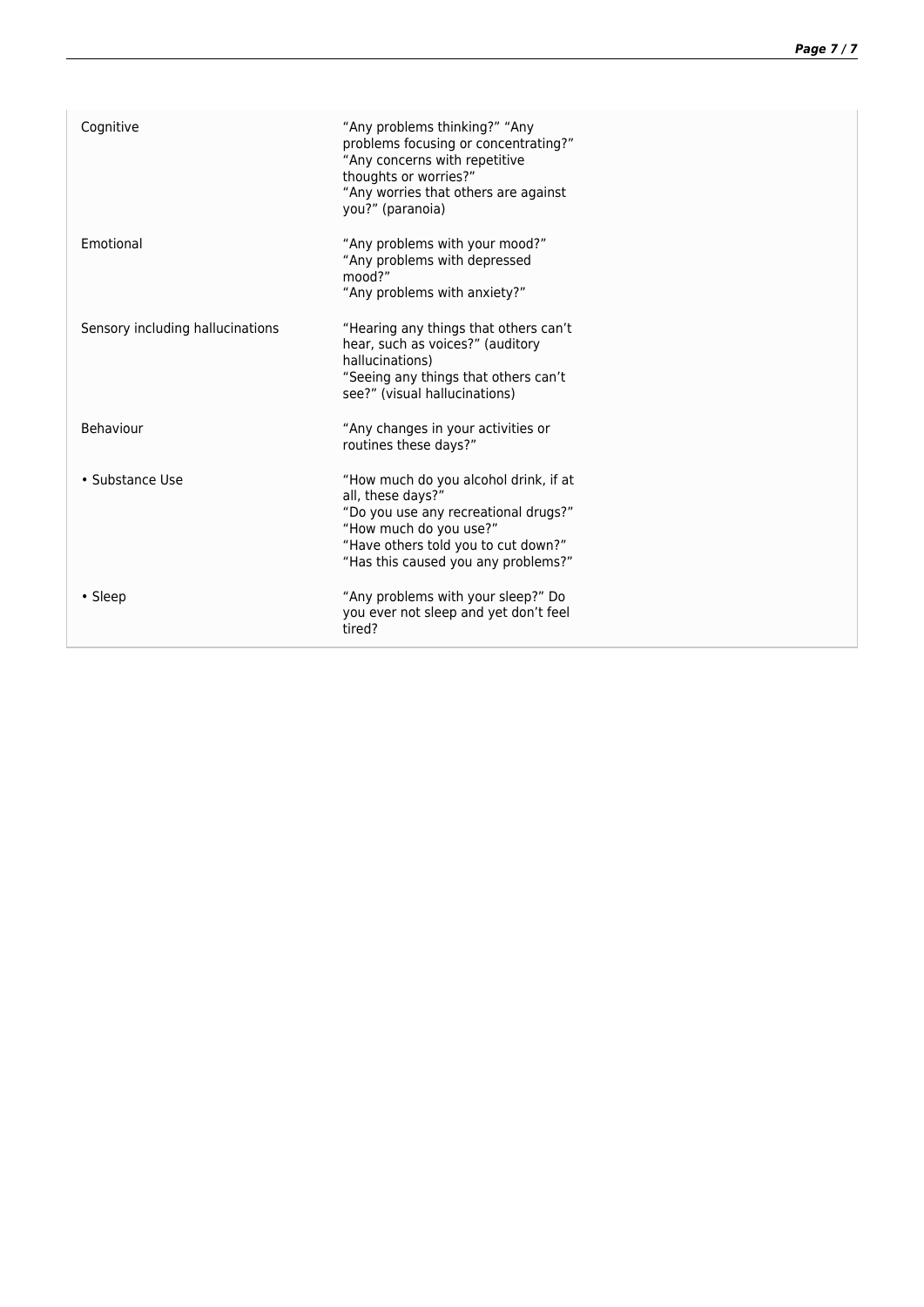| | |
|---|---|
| Cognitive | "Any problems thinking?" "Any problems focusing or concentrating?" "Any concerns with repetitive thoughts or worries?" "Any worries that others are against you?" (paranoia) |
| Emotional | "Any problems with your mood?" "Any problems with depressed mood?" "Any problems with anxiety?" |
| Sensory including hallucinations | "Hearing any things that others can't hear, such as voices?" (auditory hallucinations) "Seeing any things that others can't see?" (visual hallucinations) |
| Behaviour | "Any changes in your activities or routines these days?" |
| • Substance Use | "How much do you alcohol drink, if at all, these days?" "Do you use any recreational drugs?" "How much do you use?" "Have others told you to cut down?" "Has this caused you any problems?" |
| • Sleep | "Any problems with your sleep?" Do you ever not sleep and yet don't feel tired? |